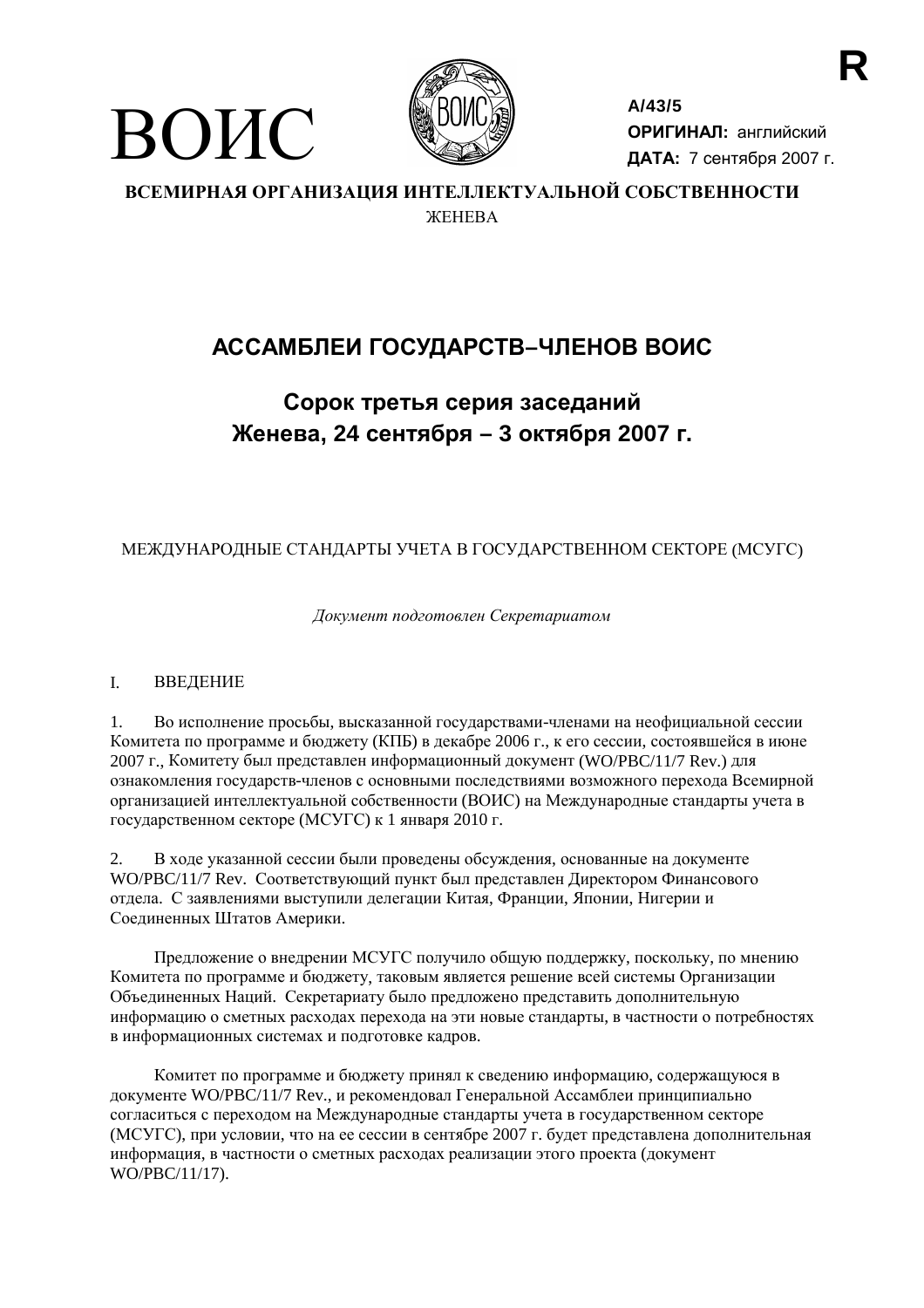# ВОИС

**R**

**A/43/5**
**ОРИГИНАЛ:** английский
**ДАТА:** 7 сентября 2007 г.

**ВСЕМИРНАЯ ОРГАНИЗАЦИЯ ИНТЕЛЛЕКТУАЛЬНОЙ СОБСТВЕННОСТИ**
ЖЕНЕВА

## АССАМБЛЕИ ГОСУДАРСТВ–ЧЛЕНОВ ВОИС

### Сорок третья серия заседаний
### Женева, 24 сентября – 3 октября 2007 г.

МЕЖДУНАРОДНЫЕ СТАНДАРТЫ УЧЕТА В ГОСУДАРСТВЕННОМ СЕКТОРЕ (МСУГС)

*Документ подготовлен Секретариатом*

I. ВВЕДЕНИЕ

1. Во исполнение просьбы, высказанной государствами-членами на неофициальной сессии Комитета по программе и бюджету (КПБ) в декабре 2006 г., к его сессии, состоявшейся в июне 2007 г., Комитету был представлен информационный документ (WO/PBC/11/7 Rev.) для ознакомления государств-членов с основными последствиями возможного перехода Всемирной организацией интеллектуальной собственности (ВОИС) на Международные стандарты учета в государственном секторе (МСУГС) к 1 января 2010 г.

2. В ходе указанной сессии были проведены обсуждения, основанные на документе WO/PBC/11/7 Rev. Соответствующий пункт был представлен Директором Финансового отдела. С заявлениями выступили делегации Китая, Франции, Японии, Нигерии и Соединенных Штатов Америки.

Предложение о внедрении МСУГС получило общую поддержку, поскольку, по мнению Комитета по программе и бюджету, таковым является решение всей системы Организации Объединенных Наций. Секретариату было предложено представить дополнительную информацию о сметных расходах перехода на эти новые стандарты, в частности о потребностях в информационных системах и подготовке кадров.

Комитет по программе и бюджету принял к сведению информацию, содержащуюся в документе WO/PBC/11/7 Rev., и рекомендовал Генеральной Ассамблеи принципиально согласиться с переходом на Международные стандарты учета в государственном секторе (МСУГС), при условии, что на ее сессии в сентябре 2007 г. будет представлена дополнительная информация, в частности о сметных расходах реализации этого проекта (документ WO/PBC/11/17).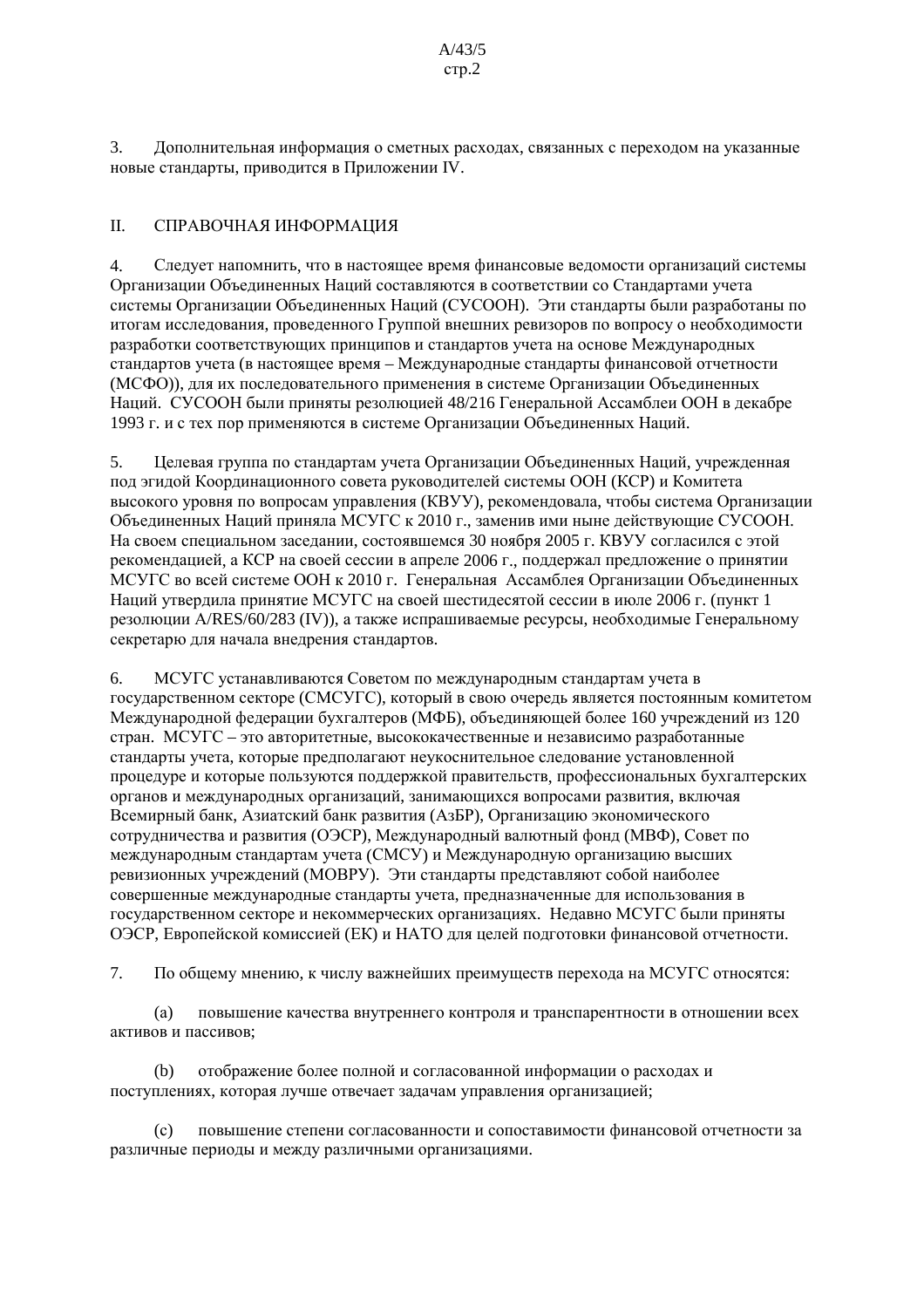3. Дополнительная информация о сметных расходах, связанных с переходом на указанные новые стандарты, приводится в Приложении IV.

## II. СПРАВОЧНАЯ ИНФОРМАЦИЯ

4. Следует напомнить, что в настоящее время финансовые ведомости организаций системы Организации Объединенных Наций составляются в соответствии со Стандартами учета системы Организации Объединенных Наций (СУСООН). Эти стандарты были разработаны по итогам исследования, проведенного Группой внешних ревизоров по вопросу о необходимости разработки соответствующих принципов и стандартов учета на основе Международных стандартов учета (в настоящее время – Международные стандарты финансовой отчетности (МСФО)), для их последовательного применения в системе Организации Объединенных Наций. СУСООН были приняты резолюцией 48/216 Генеральной Ассамблеи ООН в декабре 1993 г. и с тех пор применяются в системе Организации Объединенных Наций.

5. Целевая группа по стандартам учета Организации Объединенных Наций, учрежденная под эгидой Координационного совета руководителей системы ООН (КСР) и Комитета высокого уровня по вопросам управления (КВУУ), рекомендовала, чтобы система Организации Объединенных Наций приняла МСУГС к 2010 г., заменив ими ныне действующие СУСООН. На своем специальном заседании, состоявшемся 30 ноября 2005 г. КВУУ согласился с этой рекомендацией, а КСР на своей сессии в апреле 2006 г., поддержал предложение о принятии МСУГС во всей системе ООН к 2010 г. Генеральная Ассамблея Организации Объединенных Наций утвердила принятие МСУГС на своей шестидесятой сессии в июле 2006 г. (пункт 1 резолюции A/RES/60/283 (IV)), а также испрашиваемые ресурсы, необходимые Генеральному секретарю для начала внедрения стандартов.

6. МСУГС устанавливаются Советом по международным стандартам учета в государственном секторе (СМСУГС), который в свою очередь является постоянным комитетом Международной федерации бухгалтеров (МФБ), объединяющей более 160 учреждений из 120 стран. МСУГС – это авторитетные, высококачественные и независимо разработанные стандарты учета, которые предполагают неукоснительное следование установленной процедуре и которые пользуются поддержкой правительств, профессиональных бухгалтерских органов и международных организаций, занимающихся вопросами развития, включая Всемирный банк, Азиатский банк развития (АзБР), Организацию экономического сотрудничества и развития (ОЭСР), Международный валютный фонд (МВФ), Совет по международным стандартам учета (СМСУ) и Международную организацию высших ревизионных учреждений (МОВРУ). Эти стандарты представляют собой наиболее совершенные международные стандарты учета, предназначенные для использования в государственном секторе и некоммерческих организациях. Недавно МСУГС были приняты ОЭСР, Европейской комиссией (ЕК) и НАТО для целей подготовки финансовой отчетности.

7. По общему мнению, к числу важнейших преимуществ перехода на МСУГС относятся:

(a) повышение качества внутреннего контроля и транспарентности в отношении всех активов и пассивов;

(b) отображение более полной и согласованной информации о расходах и поступлениях, которая лучше отвечает задачам управления организацией;

(c) повышение степени согласованности и сопоставимости финансовой отчетности за различные периоды и между различными организациями.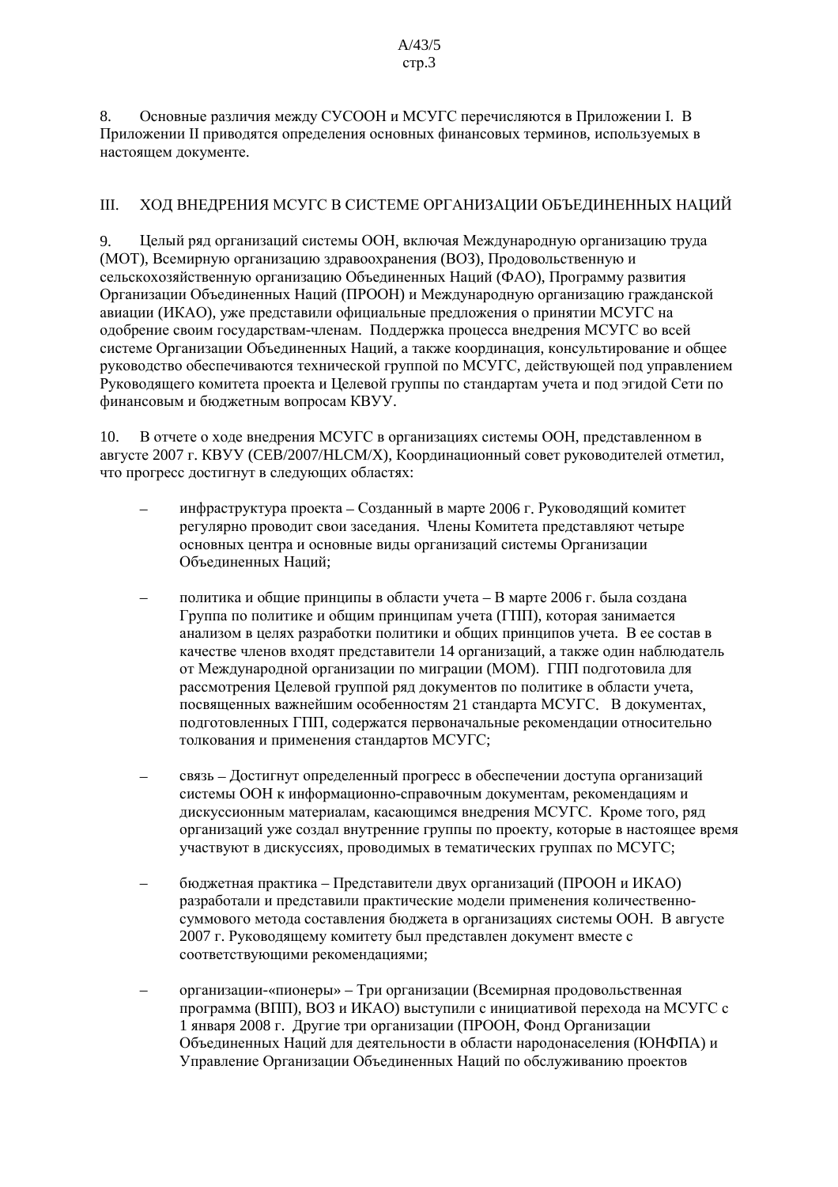8. Основные различия между СУСООН и МСУГС перечисляются в Приложении I. В Приложении II приводятся определения основных финансовых терминов, используемых в настоящем документе.

## III. ХОД ВНЕДРЕНИЯ МСУГС В СИСТЕМЕ ОРГАНИЗАЦИИ ОБЪЕДИНЕННЫХ НАЦИЙ

9. Целый ряд организаций системы ООН, включая Международную организацию труда (МОТ), Всемирную организацию здравоохранения (ВОЗ), Продовольственную и сельскохозяйственную организацию Объединенных Наций (ФАО), Программу развития Организации Объединенных Наций (ПРООН) и Международную организацию гражданской авиации (ИКАО), уже представили официальные предложения о принятии МСУГС на одобрение своим государствам-членам. Поддержка процесса внедрения МСУГС во всей системе Организации Объединенных Наций, а также координация, консультирование и общее руководство обеспечиваются технической группой по МСУГС, действующей под управлением Руководящего комитета проекта и Целевой группы по стандартам учета и под эгидой Сети по финансовым и бюджетным вопросам КВУУ.

10. В отчете о ходе внедрения МСУГС в организациях системы ООН, представленном в августе 2007 г. КВУУ (CEB/2007/HLCM/X), Координационный совет руководителей отметил, что прогресс достигнут в следующих областях:

- инфраструктура проекта – Созданный в марте 2006 г. Руководящий комитет регулярно проводит свои заседания. Члены Комитета представляют четыре основных центра и основные виды организаций системы Организации Объединенных Наций;

- политика и общие принципы в области учета – В марте 2006 г. была создана Группа по политике и общим принципам учета (ГПП), которая занимается анализом в целях разработки политики и общих принципов учета. В ее состав в качестве членов входят представители 14 организаций, а также один наблюдатель от Международной организации по миграции (МОМ). ГПП подготовила для рассмотрения Целевой группой ряд документов по политике в области учета, посвященных важнейшим особенностям 21 стандарта МСУГС. В документах, подготовленных ГПП, содержатся первоначальные рекомендации относительно толкования и применения стандартов МСУГС;

- связь – Достигнут определенный прогресс в обеспечении доступа организаций системы ООН к информационно-справочным документам, рекомендациям и дискуссионным материалам, касающимся внедрения МСУГС. Кроме того, ряд организаций уже создал внутренние группы по проекту, которые в настоящее время участвуют в дискуссиях, проводимых в тематических группах по МСУГС;

- бюджетная практика – Представители двух организаций (ПРООН и ИКАО) разработали и представили практические модели применения количественно-суммового метода составления бюджета в организациях системы ООН. В августе 2007 г. Руководящему комитету был представлен документ вместе с соответствующими рекомендациями;

- организации-«пионеры» – Три организации (Всемирная продовольственная программа (ВПП), ВОЗ и ИКАО) выступили с инициативой перехода на МСУГС с 1 января 2008 г. Другие три организации (ПРООН, Фонд Организации Объединенных Наций для деятельности в области народонаселения (ЮНФПА) и Управление Организации Объединенных Наций по обслуживанию проектов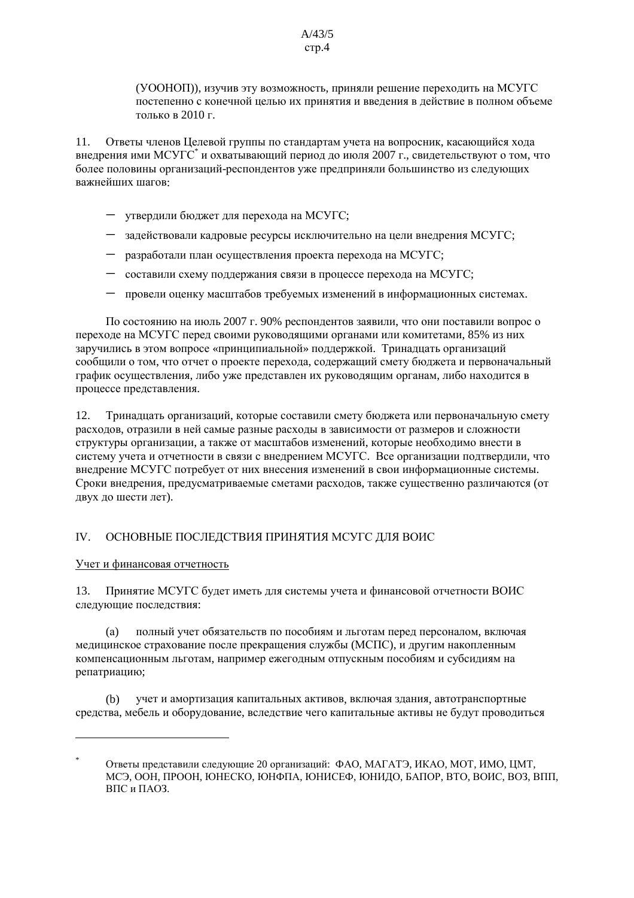(УООНОП)), изучив эту возможность, приняли решение переходить на МСУГС постепенно с конечной целью их принятия и введения в действие в полном объеме только в 2010 г.

11. Ответы членов Целевой группы по стандартам учета на вопросник, касающийся хода внедрения ими МСУГС[*] и охватывающий период до июля 2007 г., свидетельствуют о том, что более половины организаций-респондентов уже предприняли большинство из следующих важнейших шагов:

- утвердили бюджет для перехода на МСУГС;
- задействовали кадровые ресурсы исключительно на цели внедрения МСУГС;
- разработали план осуществления проекта перехода на МСУГС;
- составили схему поддержания связи в процессе перехода на МСУГС;
- провели оценку масштабов требуемых изменений в информационных системах.

По состоянию на июль 2007 г. 90% респондентов заявили, что они поставили вопрос о переходе на МСУГС перед своими руководящими органами или комитетами, 85% из них заручились в этом вопросе «принципиальной» поддержкой. Тринадцать организаций сообщили о том, что отчет о проекте перехода, содержащий смету бюджета и первоначальный график осуществления, либо уже представлен их руководящим органам, либо находится в процессе представления.

12. Тринадцать организаций, которые составили смету бюджета или первоначальную смету расходов, отразили в ней самые разные расходы в зависимости от размеров и сложности структуры организации, а также от масштабов изменений, которые необходимо внести в систему учета и отчетности в связи с внедрением МСУГС. Все организации подтвердили, что внедрение МСУГС потребует от них внесения изменений в свои информационные системы. Сроки внедрения, предусматриваемые сметами расходов, также существенно различаются (от двух до шести лет).

## IV. ОСНОВНЫЕ ПОСЛЕДСТВИЯ ПРИНЯТИЯ МСУГС ДЛЯ ВОИС

Учет и финансовая отчетность

13. Принятие МСУГС будет иметь для системы учета и финансовой отчетности ВОИС следующие последствия:

(a) полный учет обязательств по пособиям и льготам перед персоналом, включая медицинское страхование после прекращения службы (МСПС), и другим накопленным компенсационным льготам, например ежегодным отпускным пособиям и субсидиям на репатриацию;

(b) учет и амортизация капитальных активов, включая здания, автотранспортные средства, мебель и оборудование, вследствие чего капитальные активы не будут проводиться

---

[*] Ответы представили следующие 20 организаций: ФАО, МАГАТЭ, ИКАО, МОТ, ИМО, ЦМТ, МСЭ, ООН, ПРООН, ЮНЕСКО, ЮНФПА, ЮНИСЕФ, ЮНИДО, БАПОР, ВТО, ВОИС, ВОЗ, ВПП, ВПС и ПАОЗ.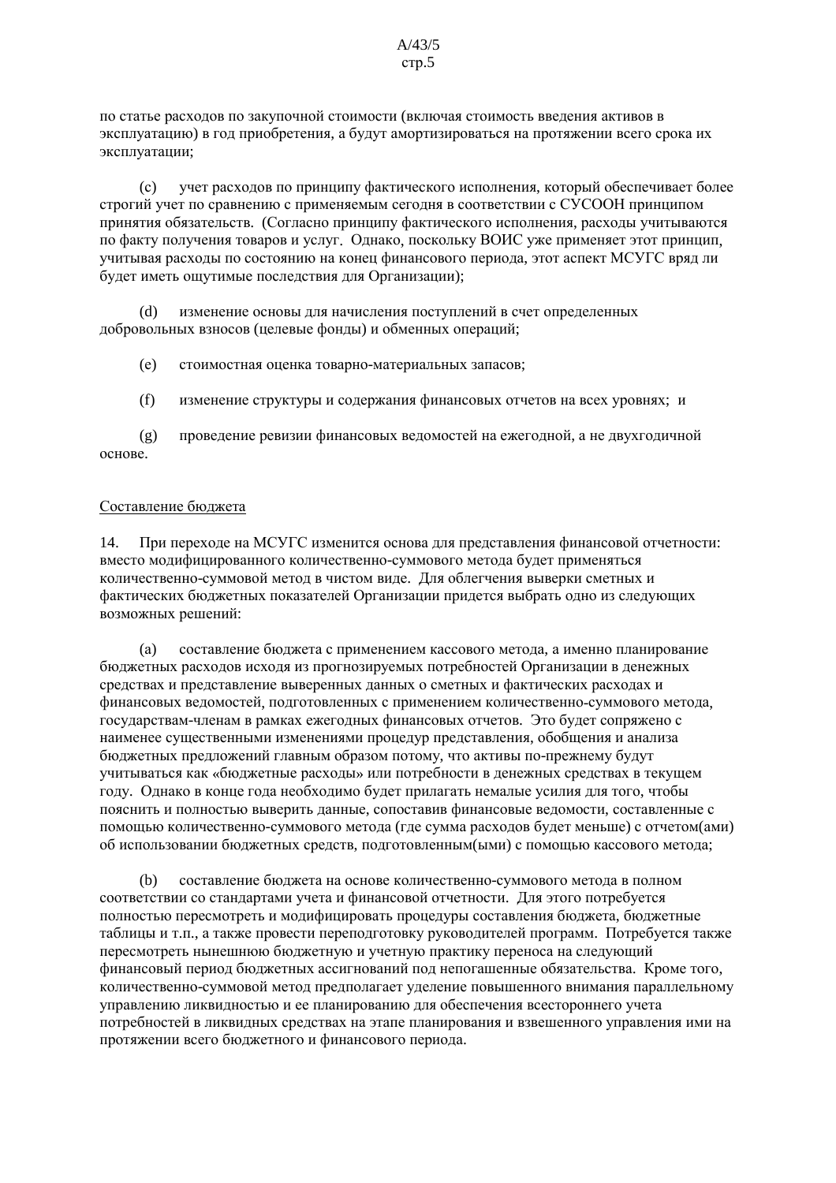по статье расходов по закупочной стоимости (включая стоимость введения активов в эксплуатацию) в год приобретения, а будут амортизироваться на протяжении всего срока их эксплуатации;

(c) учет расходов по принципу фактического исполнения, который обеспечивает более строгий учет по сравнению с применяемым сегодня в соответствии с СУСООН принципом принятия обязательств. (Согласно принципу фактического исполнения, расходы учитываются по факту получения товаров и услуг. Однако, поскольку ВОИС уже применяет этот принцип, учитывая расходы по состоянию на конец финансового периода, этот аспект МСУГС вряд ли будет иметь ощутимые последствия для Организации);

(d) изменение основы для начисления поступлений в счет определенных добровольных взносов (целевые фонды) и обменных операций;

(e) стоимостная оценка товарно-материальных запасов;

(f) изменение структуры и содержания финансовых отчетов на всех уровнях; и

(g) проведение ревизии финансовых ведомостей на ежегодной, а не двухгодичной основе.

<u>Составление бюджета</u>

14. При переходе на МСУГС изменится основа для представления финансовой отчетности: вместо модифицированного количественно-суммового метода будет применяться количественно-суммовой метод в чистом виде. Для облегчения выверки сметных и фактических бюджетных показателей Организации придется выбрать одно из следующих возможных решений:

(a) составление бюджета с применением кассового метода, а именно планирование бюджетных расходов исходя из прогнозируемых потребностей Организации в денежных средствах и представление выверенных данных о сметных и фактических расходах и финансовых ведомостей, подготовленных с применением количественно-суммового метода, государствам-членам в рамках ежегодных финансовых отчетов. Это будет сопряжено с наименее существенными изменениями процедур представления, обобщения и анализа бюджетных предложений главным образом потому, что активы по-прежнему будут учитываться как «бюджетные расходы» или потребности в денежных средствах в текущем году. Однако в конце года необходимо будет прилагать немалые усилия для того, чтобы пояснить и полностью выверить данные, сопоставив финансовые ведомости, составленные с помощью количественно-суммового метода (где сумма расходов будет меньше) с отчетом(ами) об использовании бюджетных средств, подготовленным(ыми) с помощью кассового метода;

(b) составление бюджета на основе количественно-суммового метода в полном соответствии со стандартами учета и финансовой отчетности. Для этого потребуется полностью пересмотреть и модифицировать процедуры составления бюджета, бюджетные таблицы и т.п., а также провести переподготовку руководителей программ. Потребуется также пересмотреть нынешнюю бюджетную и учетную практику переноса на следующий финансовый период бюджетных ассигнований под непогашенные обязательства. Кроме того, количественно-суммовой метод предполагает уделение повышенного внимания параллельному управлению ликвидностью и ее планированию для обеспечения всестороннего учета потребностей в ликвидных средствах на этапе планирования и взвешенного управления ими на протяжении всего бюджетного и финансового периода.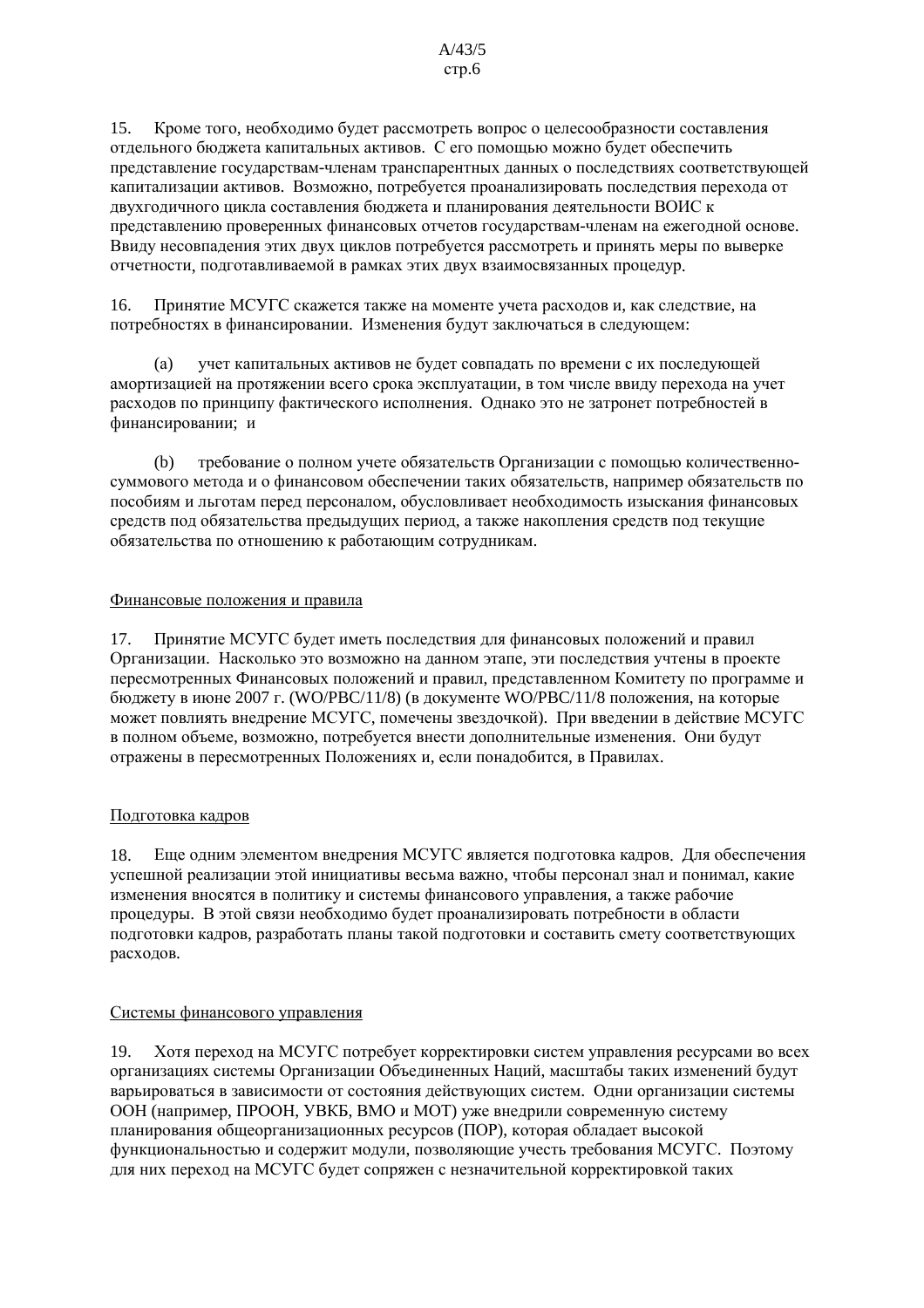15. Кроме того, необходимо будет рассмотреть вопрос о целесообразности составления отдельного бюджета капитальных активов. С его помощью можно будет обеспечить представление государствам-членам транспарентных данных о последствиях соответствующей капитализации активов. Возможно, потребуется проанализировать последствия перехода от двухгодичного цикла составления бюджета и планирования деятельности ВОИС к представлению проверенных финансовых отчетов государствам-членам на ежегодной основе. Ввиду несовпадения этих двух циклов потребуется рассмотреть и принять меры по выверке отчетности, подготавливаемой в рамках этих двух взаимосвязанных процедур.

16. Принятие МСУГС скажется также на моменте учета расходов и, как следствие, на потребностях в финансировании. Изменения будут заключаться в следующем:

(a) учет капитальных активов не будет совпадать по времени с их последующей амортизацией на протяжении всего срока эксплуатации, в том числе ввиду перехода на учет расходов по принципу фактического исполнения. Однако это не затронет потребностей в финансировании; и

(b) требование о полном учете обязательств Организации с помощью количественно-суммового метода и о финансовом обеспечении таких обязательств, например обязательств по пособиям и льготам перед персоналом, обусловливает необходимость изыскания финансовых средств под обязательства предыдущих период, а также накопления средств под текущие обязательства по отношению к работающим сотрудникам.

## Финансовые положения и правила

17. Принятие МСУГС будет иметь последствия для финансовых положений и правил Организации. Насколько это возможно на данном этапе, эти последствия учтены в проекте пересмотренных Финансовых положений и правил, представленном Комитету по программе и бюджету в июне 2007 г. (WO/PBC/11/8) (в документе WO/PBC/11/8 положения, на которые может повлиять внедрение МСУГС, помечены звездочкой). При введении в действие МСУГС в полном объеме, возможно, потребуется внести дополнительные изменения. Они будут отражены в пересмотренных Положениях и, если понадобится, в Правилах.

## Подготовка кадров

18. Еще одним элементом внедрения МСУГС является подготовка кадров. Для обеспечения успешной реализации этой инициативы весьма важно, чтобы персонал знал и понимал, какие изменения вносятся в политику и системы финансового управления, а также рабочие процедуры. В этой связи необходимо будет проанализировать потребности в области подготовки кадров, разработать планы такой подготовки и составить смету соответствующих расходов.

## Системы финансового управления

19. Хотя переход на МСУГС потребует корректировки систем управления ресурсами во всех организациях системы Организации Объединенных Наций, масштабы таких изменений будут варьироваться в зависимости от состояния действующих систем. Одни организации системы ООН (например, ПРООН, УВКБ, ВМО и МОТ) уже внедрили современную систему планирования общеорганизационных ресурсов (ПОР), которая обладает высокой функциональностью и содержит модули, позволяющие учесть требования МСУГС. Поэтому для них переход на МСУГС будет сопряжен с незначительной корректировкой таких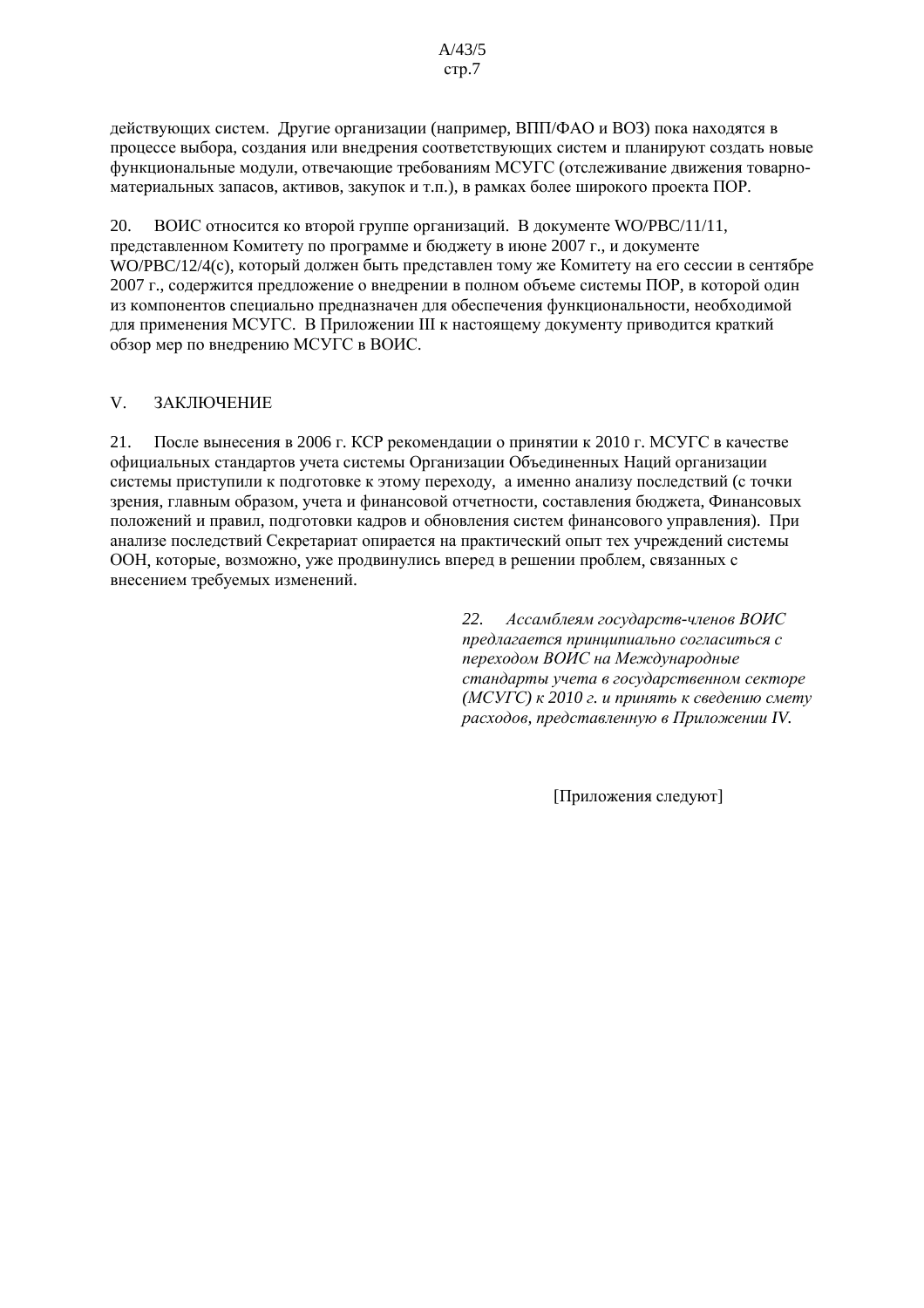действующих систем. Другие организации (например, ВПП/ФАО и ВОЗ) пока находятся в процессе выбора, создания или внедрения соответствующих систем и планируют создать новые функциональные модули, отвечающие требованиям МСУГС (отслеживание движения товарно-материальных запасов, активов, закупок и т.п.), в рамках более широкого проекта ПОР.

20. ВОИС относится ко второй группе организаций. В документе WO/PBC/11/11, представленном Комитету по программе и бюджету в июне 2007 г., и документе WO/PBC/12/4(c), который должен быть представлен тому же Комитету на его сессии в сентябре 2007 г., содержится предложение о внедрении в полном объеме системы ПОР, в которой один из компонентов специально предназначен для обеспечения функциональности, необходимой для применения МСУГС. В Приложении III к настоящему документу приводится краткий обзор мер по внедрению МСУГС в ВОИС.

## V. ЗАКЛЮЧЕНИЕ

21. После вынесения в 2006 г. КСР рекомендации о принятии к 2010 г. МСУГС в качестве официальных стандартов учета системы Организации Объединенных Наций организации системы приступили к подготовке к этому переходу, а именно анализу последствий (с точки зрения, главным образом, учета и финансовой отчетности, составления бюджета, Финансовых положений и правил, подготовки кадров и обновления систем финансового управления). При анализе последствий Секретариат опирается на практический опыт тех учреждений системы ООН, которые, возможно, уже продвинулись вперед в решении проблем, связанных с внесением требуемых изменений.

*22. Ассамблеям государств-членов ВОИС предлагается принципиально согласиться с переходом ВОИС на Международные стандарты учета в государственном секторе (МСУГС) к 2010 г. и принять к сведению смету расходов, представленную в Приложении IV.*

[Приложения следуют]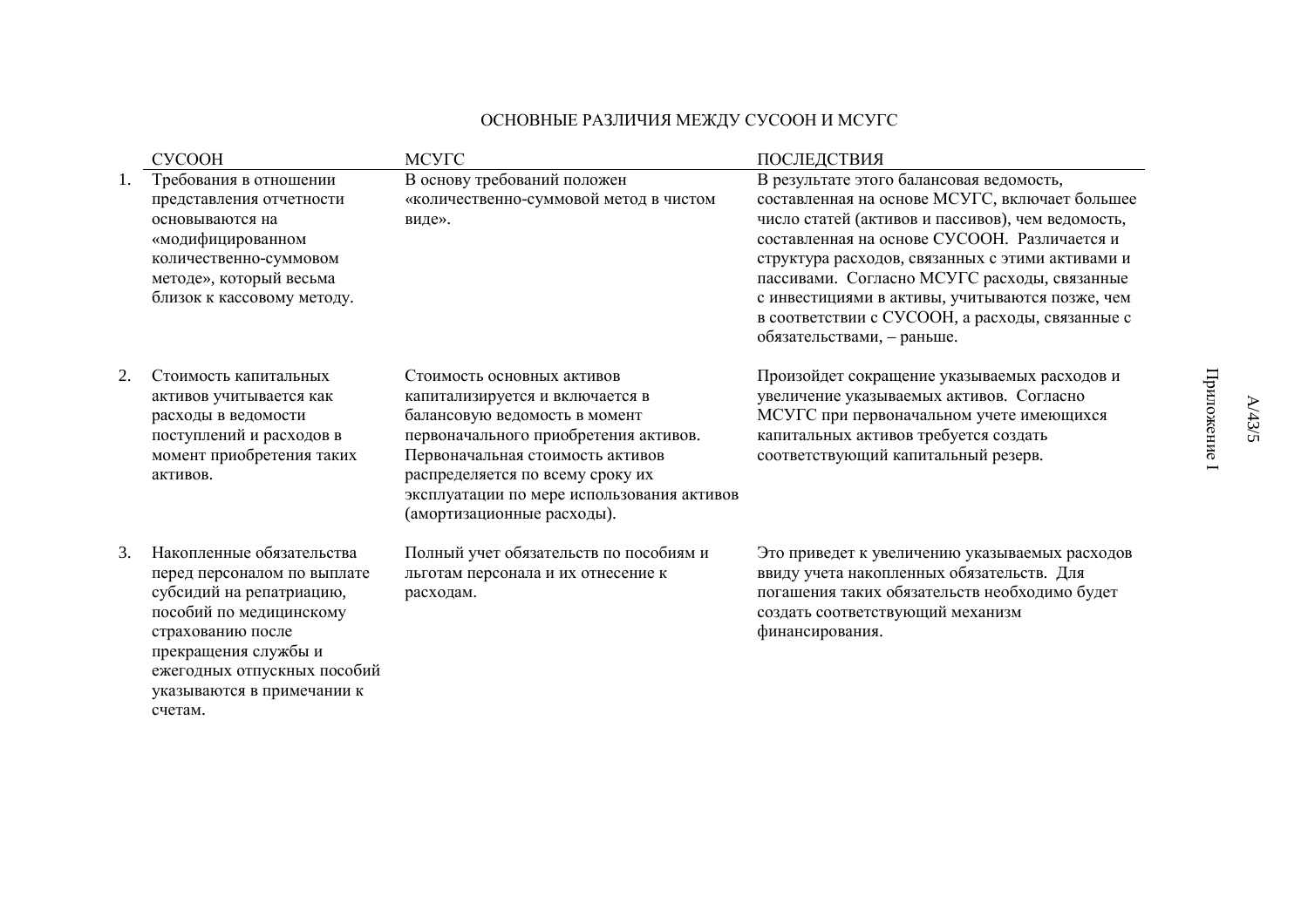## ОСНОВНЫЕ РАЗЛИЧИЯ МЕЖДУ СУСООН И МСУГС

| | СУСООН | МСУГС | ПОСЛЕДСТВИЯ |
|---|---|---|---|
| 1. | Требования в отношении представления отчетности основываются на «модифицированном количественно-суммовом методе», который весьма близок к кассовому методу. | В основу требований положен «количественно-суммовой метод в чистом виде». | В результате этого балансовая ведомость, составленная на основе МСУГС, включает большее число статей (активов и пассивов), чем ведомость, составленная на основе СУСООН. Различается и структура расходов, связанных с этими активами и пассивами. Согласно МСУГС расходы, связанные с инвестициями в активы, учитываются позже, чем в соответствии с СУСООН, а расходы, связанные с обязательствами, – раньше. |
| 2. | Стоимость капитальных активов учитывается как расходы в ведомости поступлений и расходов в момент приобретения таких активов. | Стоимость основных активов капитализируется и включается в балансовую ведомость в момент первоначального приобретения активов. Первоначальная стоимость активов распределяется по всему сроку их эксплуатации по мере использования активов (амортизационные расходы). | Произойдет сокращение указываемых расходов и увеличение указываемых активов. Согласно МСУГС при первоначальном учете имеющихся капитальных активов требуется создать соответствующий капитальный резерв. |
| 3. | Накопленные обязательства перед персоналом по выплате субсидий на репатриацию, пособий по медицинскому страхованию после прекращения службы и ежегодных отпускных пособий указываются в примечании к счетам. | Полный учет обязательств по пособиям и льготам персонала и их отнесение к расходам. | Это приведет к увеличению указываемых расходов ввиду учета накопленных обязательств. Для погашения таких обязательств необходимо будет создать соответствующий механизм финансирования. |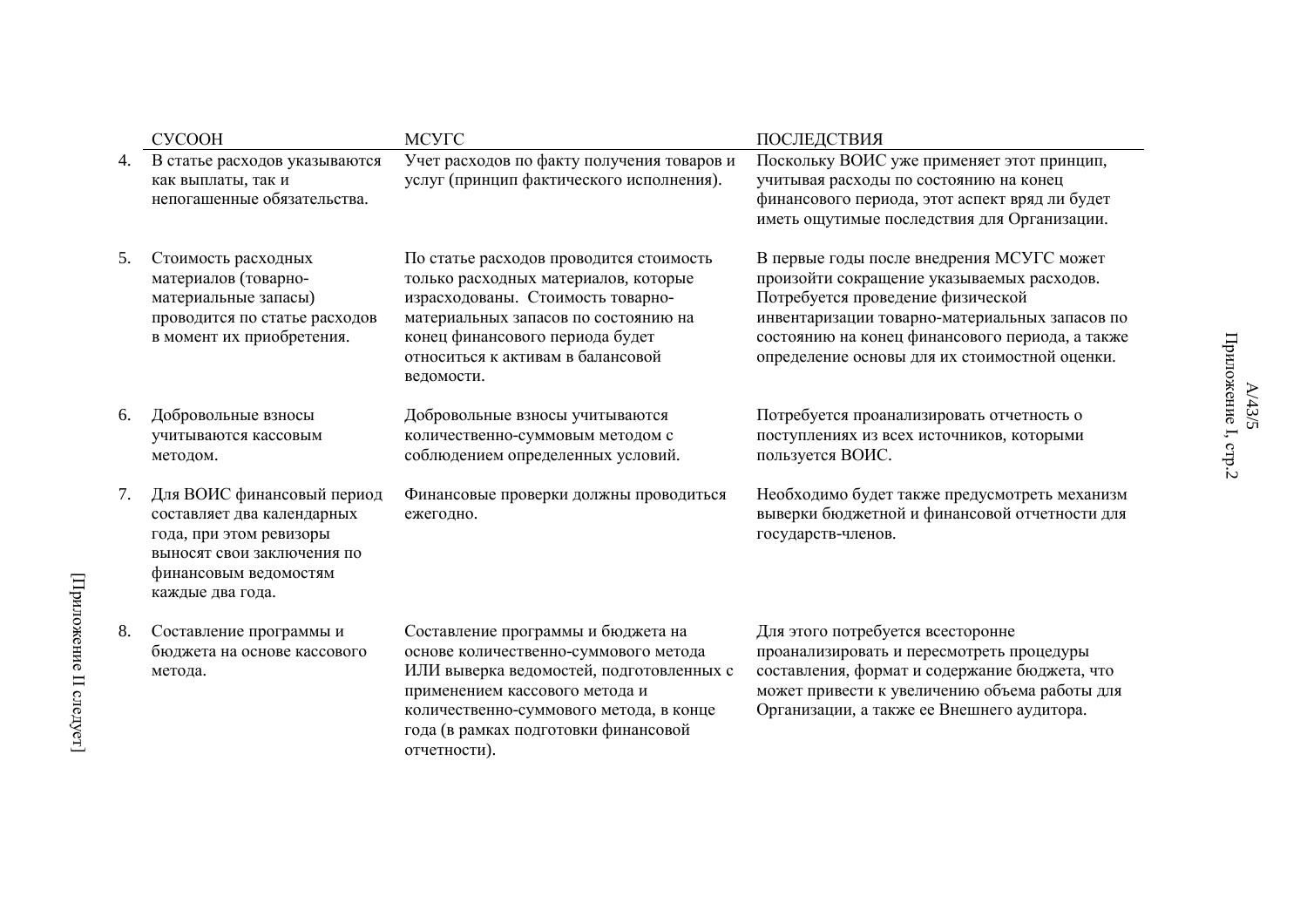| | СУСООН | МСУГС | ПОСЛЕДСТВИЯ |
|---|---|---|---|
| 4. | В статье расходов указываются как выплаты, так и непогашенные обязательства. | Учет расходов по факту получения товаров и услуг (принцип фактического исполнения). | Поскольку ВОИС уже применяет этот принцип, учитывая расходы по состоянию на конец финансового периода, этот аспект вряд ли будет иметь ощутимые последствия для Организации. |
| 5. | Стоимость расходных материалов (товарно-материальные запасы) проводится по статье расходов в момент их приобретения. | По статье расходов проводится стоимость только расходных материалов, которые израсходованы. Стоимость товарно-материальных запасов по состоянию на конец финансового периода будет относиться к активам в балансовой ведомости. | В первые годы после внедрения МСУГС может произойти сокращение указываемых расходов. Потребуется проведение физической инвентаризации товарно-материальных запасов по состоянию на конец финансового периода, а также определение основы для их стоимостной оценки. |
| 6. | Добровольные взносы учитываются кассовым методом. | Добровольные взносы учитываются количественно-суммовым методом с соблюдением определенных условий. | Потребуется проанализировать отчетность о поступлениях из всех источников, которыми пользуется ВОИС. |
| 7. | Для ВОИС финансовый период составляет два календарных года, при этом ревизоры выносят свои заключения по финансовым ведомостям каждые два года. | Финансовые проверки должны проводиться ежегодно. | Необходимо будет также предусмотреть механизм выверки бюджетной и финансовой отчетности для государств-членов. |
| 8. | Составление программы и бюджета на основе кассового метода. | Составление программы и бюджета на основе количественно-суммового метода ИЛИ выверка ведомостей, подготовленных с применением кассового метода и количественно-суммового метода, в конце года (в рамках подготовки финансовой отчетности). | Для этого потребуется всесторонне проанализировать и пересмотреть процедуры составления, формат и содержание бюджета, что может привести к увеличению объема работы для Организации, а также ее Внешнего аудитора. |

[Приложение II следует]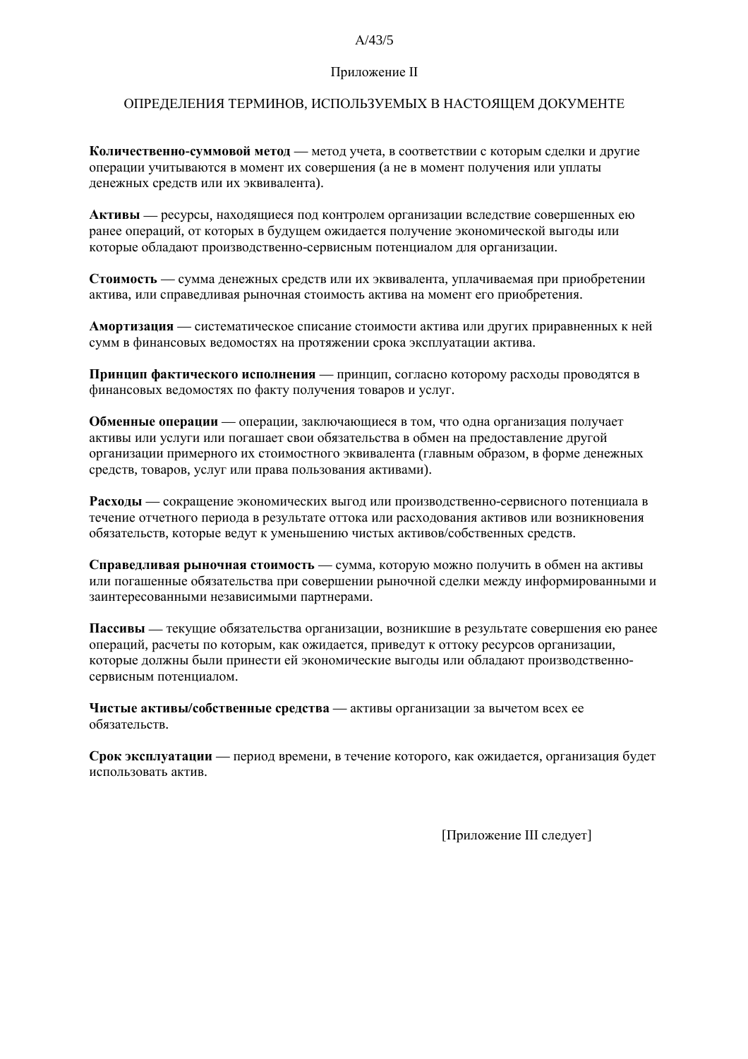Приложение II

## ОПРЕДЕЛЕНИЯ ТЕРМИНОВ, ИСПОЛЬЗУЕМЫХ В НАСТОЯЩЕМ ДОКУМЕНТЕ

**Количественно-суммовой метод** — метод учета, в соответствии с которым сделки и другие операции учитываются в момент их совершения (а не в момент получения или уплаты денежных средств или их эквивалента).

**Активы** — ресурсы, находящиеся под контролем организации вследствие совершенных ею ранее операций, от которых в будущем ожидается получение экономической выгоды или которые обладают производственно-сервисным потенциалом для организации.

**Стоимость** — сумма денежных средств или их эквивалента, уплачиваемая при приобретении актива, или справедливая рыночная стоимость актива на момент его приобретения.

**Амортизация** — систематическое списание стоимости актива или других приравненных к ней сумм в финансовых ведомостях на протяжении срока эксплуатации актива.

**Принцип фактического исполнения** — принцип, согласно которому расходы проводятся в финансовых ведомостях по факту получения товаров и услуг.

**Обменные операции** — операции, заключающиеся в том, что одна организация получает активы или услуги или погашает свои обязательства в обмен на предоставление другой организации примерного их стоимостного эквивалента (главным образом, в форме денежных средств, товаров, услуг или права пользования активами).

**Расходы** — сокращение экономических выгод или производственно-сервисного потенциала в течение отчетного периода в результате оттока или расходования активов или возникновения обязательств, которые ведут к уменьшению чистых активов/собственных средств.

**Справедливая рыночная стоимость** — сумма, которую можно получить в обмен на активы или погашенные обязательства при совершении рыночной сделки между информированными и заинтересованными независимыми партнерами.

**Пассивы** — текущие обязательства организации, возникшие в результате совершения ею ранее операций, расчеты по которым, как ожидается, приведут к оттоку ресурсов организации, которые должны были принести ей экономические выгоды или обладают производственно-сервисным потенциалом.

**Чистые активы/собственные средства** — активы организации за вычетом всех ее обязательств.

**Срок эксплуатации** — период времени, в течение которого, как ожидается, организация будет использовать актив.

[Приложение III следует]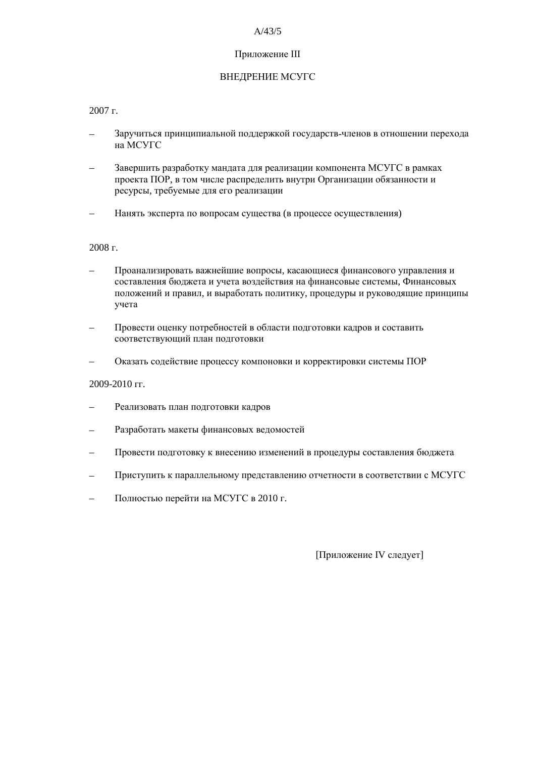Приложение III

# ВНЕДРЕНИЕ МСУГС

2007 г.

– Заручиться принципиальной поддержкой государств-членов в отношении перехода на МСУГС

– Завершить разработку мандата для реализации компонента МСУГС в рамках проекта ПОР, в том числе распределить внутри Организации обязанности и ресурсы, требуемые для его реализации

– Нанять эксперта по вопросам существа (в процессе осуществления)

2008 г.

– Проанализировать важнейшие вопросы, касающиеся финансового управления и составления бюджета и учета воздействия на финансовые системы, Финансовых положений и правил, и выработать политику, процедуры и руководящие принципы учета

– Провести оценку потребностей в области подготовки кадров и составить соответствующий план подготовки

– Оказать содействие процессу компоновки и корректировки системы ПОР

2009-2010 гг.

– Реализовать план подготовки кадров

– Разработать макеты финансовых ведомостей

– Провести подготовку к внесению изменений в процедуры составления бюджета

– Приступить к параллельному представлению отчетности в соответствии с МСУГС

– Полностью перейти на МСУГС в 2010 г.

[Приложение IV следует]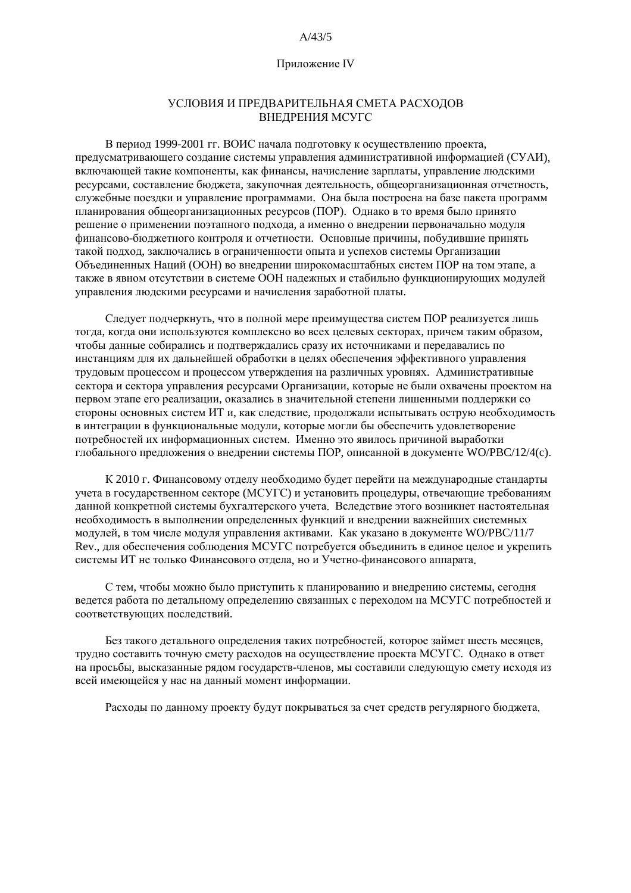Приложение IV

# УСЛОВИЯ И ПРЕДВАРИТЕЛЬНАЯ СМЕТА РАСХОДОВ ВНЕДРЕНИЯ МСУГС

В период 1999-2001 гг. ВОИС начала подготовку к осуществлению проекта, предусматривающего создание системы управления административной информацией (СУАИ), включающей такие компоненты, как финансы, начисление зарплаты, управление людскими ресурсами, составление бюджета, закупочная деятельность, общеорганизационная отчетность, служебные поездки и управление программами. Она была построена на базе пакета программ планирования общеорганизационных ресурсов (ПОР). Однако в то время было принято решение о применении поэтапного подхода, а именно о внедрении первоначально модуля финансово-бюджетного контроля и отчетности. Основные причины, побудившие принять такой подход, заключались в ограниченности опыта и успехов системы Организации Объединенных Наций (ООН) во внедрении широкомасштабных систем ПОР на том этапе, а также в явном отсутствии в системе ООН надежных и стабильно функционирующих модулей управления людскими ресурсами и начисления заработной платы.

Следует подчеркнуть, что в полной мере преимущества систем ПОР реализуется лишь тогда, когда они используются комплексно во всех целевых секторах, причем таким образом, чтобы данные собирались и подтверждались сразу их источниками и передавались по инстанциям для их дальнейшей обработки в целях обеспечения эффективного управления трудовым процессом и процессом утверждения на различных уровнях. Административные сектора и сектора управления ресурсами Организации, которые не были охвачены проектом на первом этапе его реализации, оказались в значительной степени лишенными поддержки со стороны основных систем ИТ и, как следствие, продолжали испытывать острую необходимость в интеграции в функциональные модули, которые могли бы обеспечить удовлетворение потребностей их информационных систем. Именно это явилось причиной выработки глобального предложения о внедрении системы ПОР, описанной в документе WO/PBC/12/4(c).

К 2010 г. Финансовому отделу необходимо будет перейти на международные стандарты учета в государственном секторе (МСУГС) и установить процедуры, отвечающие требованиям данной конкретной системы бухгалтерского учета. Вследствие этого возникнет настоятельная необходимость в выполнении определенных функций и внедрении важнейших системных модулей, в том числе модуля управления активами. Как указано в документе WO/PBC/11/7 Rev., для обеспечения соблюдения МСУГС потребуется объединить в единое целое и укрепить системы ИТ не только Финансового отдела, но и Учетно-финансового аппарата.

С тем, чтобы можно было приступить к планированию и внедрению системы, сегодня ведется работа по детальному определению связанных с переходом на МСУГС потребностей и соответствующих последствий.

Без такого детального определения таких потребностей, которое займет шесть месяцев, трудно составить точную смету расходов на осуществление проекта МСУГС. Однако в ответ на просьбы, высказанные рядом государств-членов, мы составили следующую смету исходя из всей имеющейся у нас на данный момент информации.

Расходы по данному проекту будут покрываться за счет средств регулярного бюджета.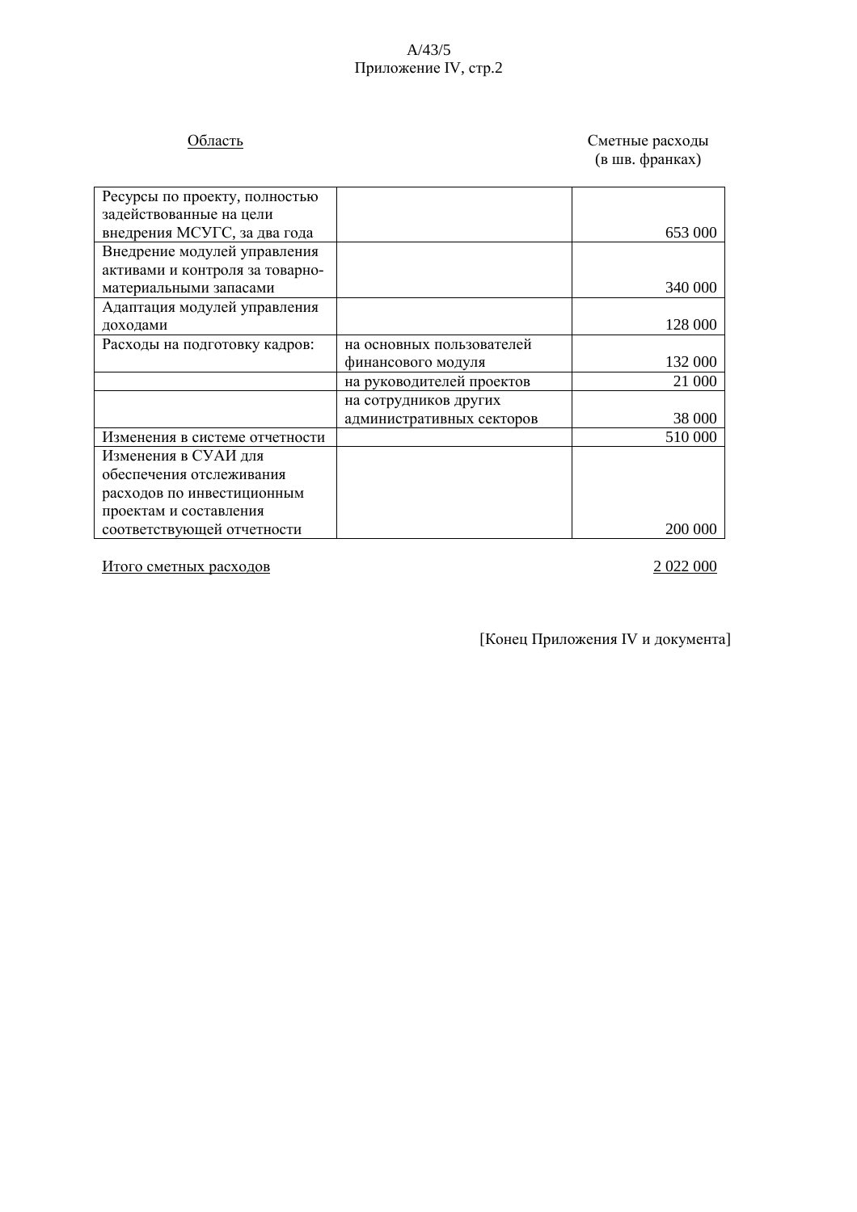| Область | | Сметные расходы (в шв. франках) |
|---|---|---|
| Ресурсы по проекту, полностью задействованные на цели внедрения МСУГС, за два года | | 653 000 |
| Внедрение модулей управления активами и контроля за товарно-материальными запасами | | 340 000 |
| Адаптация модулей управления доходами | | 128 000 |
| Расходы на подготовку кадров: | на основных пользователей финансового модуля | 132 000 |
| | на руководителей проектов | 21 000 |
| | на сотрудников других административных секторов | 38 000 |
| Изменения в системе отчетности | | 510 000 |
| Изменения в СУАИ для обеспечения отслеживания расходов по инвестиционным проектам и составления соответствующей отчетности | | 200 000 |

Итого сметных расходов 2 022 000

[Конец Приложения IV и документа]